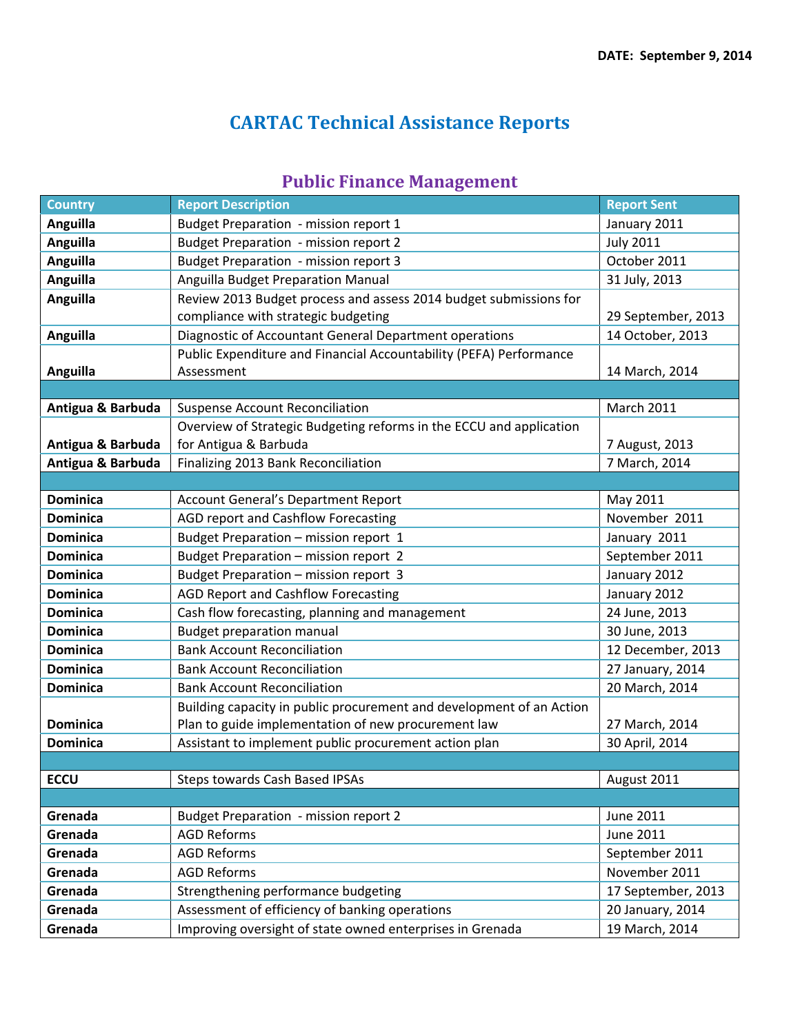**DATE: September 9, 2014**

# CARTAC Technical Assistance Reports

## Public Finance Management

| Country | Report Description | Report Sent |
|---|---|---|
| **Anguilla** | Budget Preparation - mission report 1 | January 2011 |
| **Anguilla** | Budget Preparation - mission report 2 | July 2011 |
| **Anguilla** | Budget Preparation - mission report 3 | October 2011 |
| **Anguilla** | Anguilla Budget Preparation Manual | 31 July, 2013 |
| **Anguilla** | Review 2013 Budget process and assess 2014 budget submissions for compliance with strategic budgeting | 29 September, 2013 |
| **Anguilla** | Diagnostic of Accountant General Department operations | 14 October, 2013 |
| **Anguilla** | Public Expenditure and Financial Accountability (PEFA) Performance Assessment | 14 March, 2014 |
| | | |
| **Antigua & Barbuda** | Suspense Account Reconciliation | March 2011 |
| **Antigua & Barbuda** | Overview of Strategic Budgeting reforms in the ECCU and application for Antigua & Barbuda | 7 August, 2013 |
| **Antigua & Barbuda** | Finalizing 2013 Bank Reconciliation | 7 March, 2014 |
| | | |
| **Dominica** | Account General's Department Report | May 2011 |
| **Dominica** | AGD report and Cashflow Forecasting | November 2011 |
| **Dominica** | Budget Preparation – mission report 1 | January 2011 |
| **Dominica** | Budget Preparation – mission report 2 | September 2011 |
| **Dominica** | Budget Preparation – mission report 3 | January 2012 |
| **Dominica** | AGD Report and Cashflow Forecasting | January 2012 |
| **Dominica** | Cash flow forecasting, planning and management | 24 June, 2013 |
| **Dominica** | Budget preparation manual | 30 June, 2013 |
| **Dominica** | Bank Account Reconciliation | 12 December, 2013 |
| **Dominica** | Bank Account Reconciliation | 27 January, 2014 |
| **Dominica** | Bank Account Reconciliation | 20 March, 2014 |
| **Dominica** | Building capacity in public procurement and development of an Action Plan to guide implementation of new procurement law | 27 March, 2014 |
| **Dominica** | Assistant to implement public procurement action plan | 30 April, 2014 |
| | | |
| **ECCU** | Steps towards Cash Based IPSAs | August 2011 |
| | | |
| **Grenada** | Budget Preparation - mission report 2 | June 2011 |
| **Grenada** | AGD Reforms | June 2011 |
| **Grenada** | AGD Reforms | September 2011 |
| **Grenada** | AGD Reforms | November 2011 |
| **Grenada** | Strengthening performance budgeting | 17 September, 2013 |
| **Grenada** | Assessment of efficiency of banking operations | 20 January, 2014 |
| **Grenada** | Improving oversight of state owned enterprises in Grenada | 19 March, 2014 |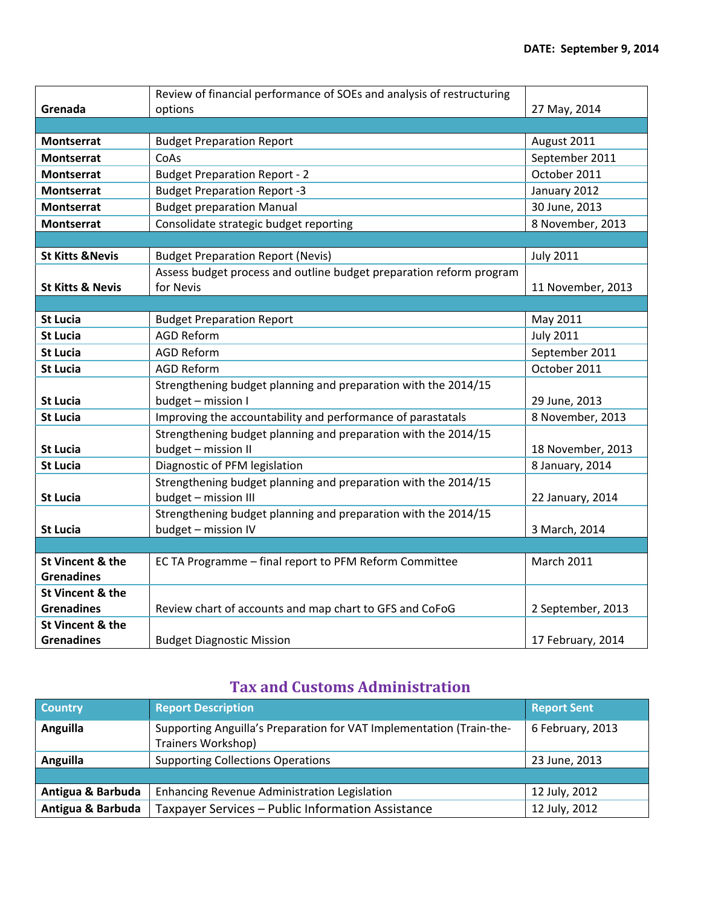**DATE: September 9, 2014**

| | | |
|---|---|---|
| **Grenada** | Review of financial performance of SOEs and analysis of restructuring options | 27 May, 2014 |
| | | |
| **Montserrat** | Budget Preparation Report | August 2011 |
| **Montserrat** | CoAs | September 2011 |
| **Montserrat** | Budget Preparation Report - 2 | October 2011 |
| **Montserrat** | Budget Preparation Report -3 | January 2012 |
| **Montserrat** | Budget preparation Manual | 30 June, 2013 |
| **Montserrat** | Consolidate strategic budget reporting | 8 November, 2013 |
| | | |
| **St Kitts &Nevis** | Budget Preparation Report (Nevis) | July 2011 |
| **St Kitts & Nevis** | Assess budget process and outline budget preparation reform program for Nevis | 11 November, 2013 |
| | | |
| **St Lucia** | Budget Preparation Report | May 2011 |
| **St Lucia** | AGD Reform | July 2011 |
| **St Lucia** | AGD Reform | September 2011 |
| **St Lucia** | AGD Reform | October 2011 |
| **St Lucia** | Strengthening budget planning and preparation with the 2014/15 budget – mission I | 29 June, 2013 |
| **St Lucia** | Improving the accountability and performance of parastatals | 8 November, 2013 |
| **St Lucia** | Strengthening budget planning and preparation with the 2014/15 budget – mission II | 18 November, 2013 |
| **St Lucia** | Diagnostic of PFM legislation | 8 January, 2014 |
| **St Lucia** | Strengthening budget planning and preparation with the 2014/15 budget – mission III | 22 January, 2014 |
| **St Lucia** | Strengthening budget planning and preparation with the 2014/15 budget – mission IV | 3 March, 2014 |
| | | |
| **St Vincent & the Grenadines** | EC TA Programme – final report to PFM Reform Committee | March 2011 |
| **St Vincent & the Grenadines** | Review chart of accounts and map chart to GFS and CoFoG | 2 September, 2013 |
| **St Vincent & the Grenadines** | Budget Diagnostic Mission | 17 February, 2014 |

## Tax and Customs Administration

| Country | Report Description | Report Sent |
|---|---|---|
| **Anguilla** | Supporting Anguilla's Preparation for VAT Implementation (Train-the-Trainers Workshop) | 6 February, 2013 |
| **Anguilla** | Supporting Collections Operations | 23 June, 2013 |
| | | |
| **Antigua & Barbuda** | Enhancing Revenue Administration Legislation | 12 July, 2012 |
| **Antigua & Barbuda** | Taxpayer Services – Public Information Assistance | 12 July, 2012 |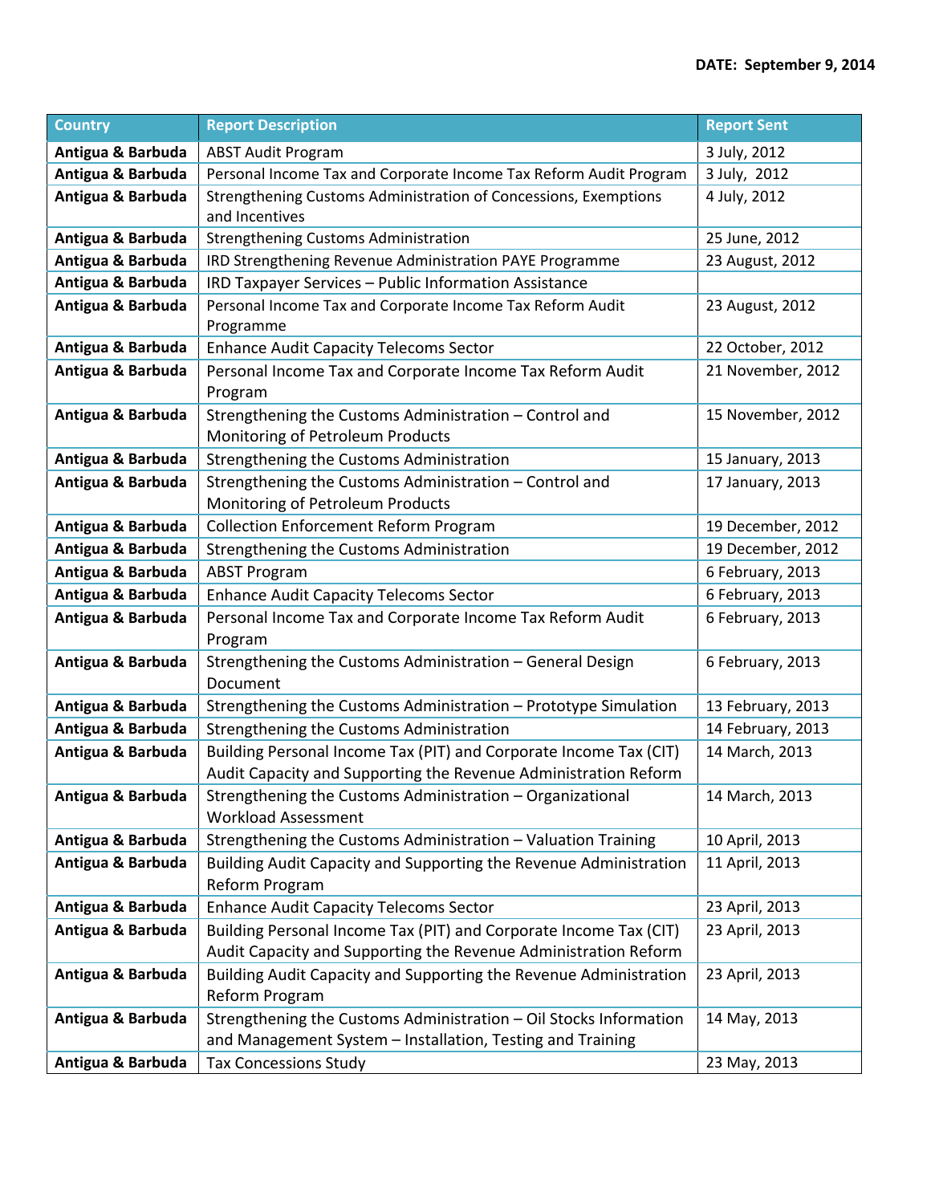**DATE: September 9, 2014**

| Country | Report Description | Report Sent |
|---|---|---|
| **Antigua & Barbuda** | ABST Audit Program | 3 July, 2012 |
| **Antigua & Barbuda** | Personal Income Tax and Corporate Income Tax Reform Audit Program | 3 July, 2012 |
| **Antigua & Barbuda** | Strengthening Customs Administration of Concessions, Exemptions and Incentives | 4 July, 2012 |
| **Antigua & Barbuda** | Strengthening Customs Administration | 25 June, 2012 |
| **Antigua & Barbuda** | IRD Strengthening Revenue Administration PAYE Programme | 23 August, 2012 |
| **Antigua & Barbuda** | IRD Taxpayer Services – Public Information Assistance | |
| **Antigua & Barbuda** | Personal Income Tax and Corporate Income Tax Reform Audit Programme | 23 August, 2012 |
| **Antigua & Barbuda** | Enhance Audit Capacity Telecoms Sector | 22 October, 2012 |
| **Antigua & Barbuda** | Personal Income Tax and Corporate Income Tax Reform Audit Program | 21 November, 2012 |
| **Antigua & Barbuda** | Strengthening the Customs Administration – Control and Monitoring of Petroleum Products | 15 November, 2012 |
| **Antigua & Barbuda** | Strengthening the Customs Administration | 15 January, 2013 |
| **Antigua & Barbuda** | Strengthening the Customs Administration – Control and Monitoring of Petroleum Products | 17 January, 2013 |
| **Antigua & Barbuda** | Collection Enforcement Reform Program | 19 December, 2012 |
| **Antigua & Barbuda** | Strengthening the Customs Administration | 19 December, 2012 |
| **Antigua & Barbuda** | ABST Program | 6 February, 2013 |
| **Antigua & Barbuda** | Enhance Audit Capacity Telecoms Sector | 6 February, 2013 |
| **Antigua & Barbuda** | Personal Income Tax and Corporate Income Tax Reform Audit Program | 6 February, 2013 |
| **Antigua & Barbuda** | Strengthening the Customs Administration – General Design Document | 6 February, 2013 |
| **Antigua & Barbuda** | Strengthening the Customs Administration – Prototype Simulation | 13 February, 2013 |
| **Antigua & Barbuda** | Strengthening the Customs Administration | 14 February, 2013 |
| **Antigua & Barbuda** | Building Personal Income Tax (PIT) and Corporate Income Tax (CIT) Audit Capacity and Supporting the Revenue Administration Reform | 14 March, 2013 |
| **Antigua & Barbuda** | Strengthening the Customs Administration – Organizational Workload Assessment | 14 March, 2013 |
| **Antigua & Barbuda** | Strengthening the Customs Administration – Valuation Training | 10 April, 2013 |
| **Antigua & Barbuda** | Building Audit Capacity and Supporting the Revenue Administration Reform Program | 11 April, 2013 |
| **Antigua & Barbuda** | Enhance Audit Capacity Telecoms Sector | 23 April, 2013 |
| **Antigua & Barbuda** | Building Personal Income Tax (PIT) and Corporate Income Tax (CIT) Audit Capacity and Supporting the Revenue Administration Reform | 23 April, 2013 |
| **Antigua & Barbuda** | Building Audit Capacity and Supporting the Revenue Administration Reform Program | 23 April, 2013 |
| **Antigua & Barbuda** | Strengthening the Customs Administration – Oil Stocks Information and Management System – Installation, Testing and Training | 14 May, 2013 |
| **Antigua & Barbuda** | Tax Concessions Study | 23 May, 2013 |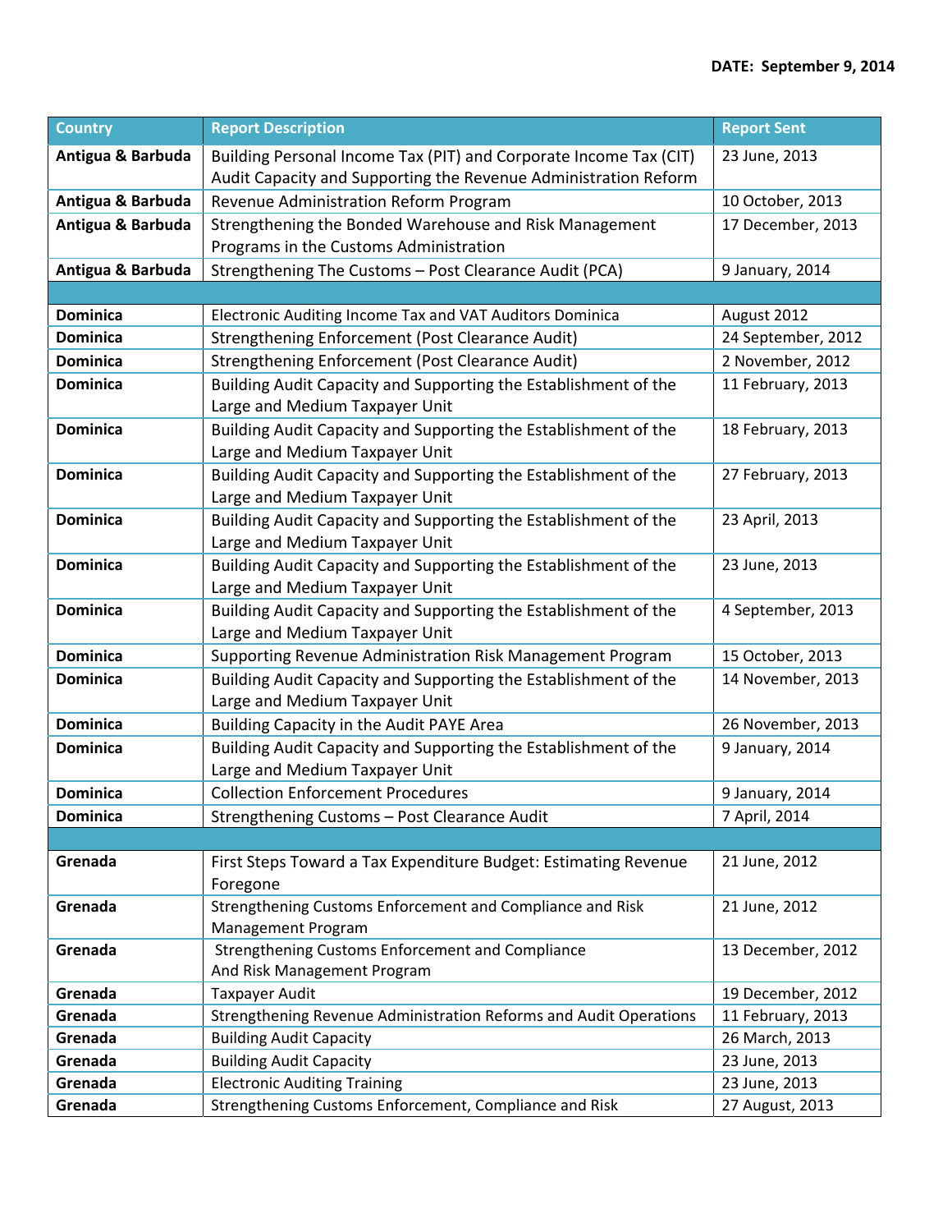**DATE: September 9, 2014**

| Country | Report Description | Report Sent |
|---|---|---|
| **Antigua & Barbuda** | Building Personal Income Tax (PIT) and Corporate Income Tax (CIT) Audit Capacity and Supporting the Revenue Administration Reform | 23 June, 2013 |
| **Antigua & Barbuda** | Revenue Administration Reform Program | 10 October, 2013 |
| **Antigua & Barbuda** | Strengthening the Bonded Warehouse and Risk Management Programs in the Customs Administration | 17 December, 2013 |
| **Antigua & Barbuda** | Strengthening The Customs – Post Clearance Audit (PCA) | 9 January, 2014 |
| | | |
| **Dominica** | Electronic Auditing Income Tax and VAT Auditors Dominica | August 2012 |
| **Dominica** | Strengthening Enforcement (Post Clearance Audit) | 24 September, 2012 |
| **Dominica** | Strengthening Enforcement (Post Clearance Audit) | 2 November, 2012 |
| **Dominica** | Building Audit Capacity and Supporting the Establishment of the Large and Medium Taxpayer Unit | 11 February, 2013 |
| **Dominica** | Building Audit Capacity and Supporting the Establishment of the Large and Medium Taxpayer Unit | 18 February, 2013 |
| **Dominica** | Building Audit Capacity and Supporting the Establishment of the Large and Medium Taxpayer Unit | 27 February, 2013 |
| **Dominica** | Building Audit Capacity and Supporting the Establishment of the Large and Medium Taxpayer Unit | 23 April, 2013 |
| **Dominica** | Building Audit Capacity and Supporting the Establishment of the Large and Medium Taxpayer Unit | 23 June, 2013 |
| **Dominica** | Building Audit Capacity and Supporting the Establishment of the Large and Medium Taxpayer Unit | 4 September, 2013 |
| **Dominica** | Supporting Revenue Administration Risk Management Program | 15 October, 2013 |
| **Dominica** | Building Audit Capacity and Supporting the Establishment of the Large and Medium Taxpayer Unit | 14 November, 2013 |
| **Dominica** | Building Capacity in the Audit PAYE Area | 26 November, 2013 |
| **Dominica** | Building Audit Capacity and Supporting the Establishment of the Large and Medium Taxpayer Unit | 9 January, 2014 |
| **Dominica** | Collection Enforcement Procedures | 9 January, 2014 |
| **Dominica** | Strengthening Customs – Post Clearance Audit | 7 April, 2014 |
| | | |
| **Grenada** | First Steps Toward a Tax Expenditure Budget: Estimating Revenue Foregone | 21 June, 2012 |
| **Grenada** | Strengthening Customs Enforcement and Compliance and Risk Management Program | 21 June, 2012 |
| **Grenada** | Strengthening Customs Enforcement and Compliance And Risk Management Program | 13 December, 2012 |
| **Grenada** | Taxpayer Audit | 19 December, 2012 |
| **Grenada** | Strengthening Revenue Administration Reforms and Audit Operations | 11 February, 2013 |
| **Grenada** | Building Audit Capacity | 26 March, 2013 |
| **Grenada** | Building Audit Capacity | 23 June, 2013 |
| **Grenada** | Electronic Auditing Training | 23 June, 2013 |
| **Grenada** | Strengthening Customs Enforcement, Compliance and Risk | 27 August, 2013 |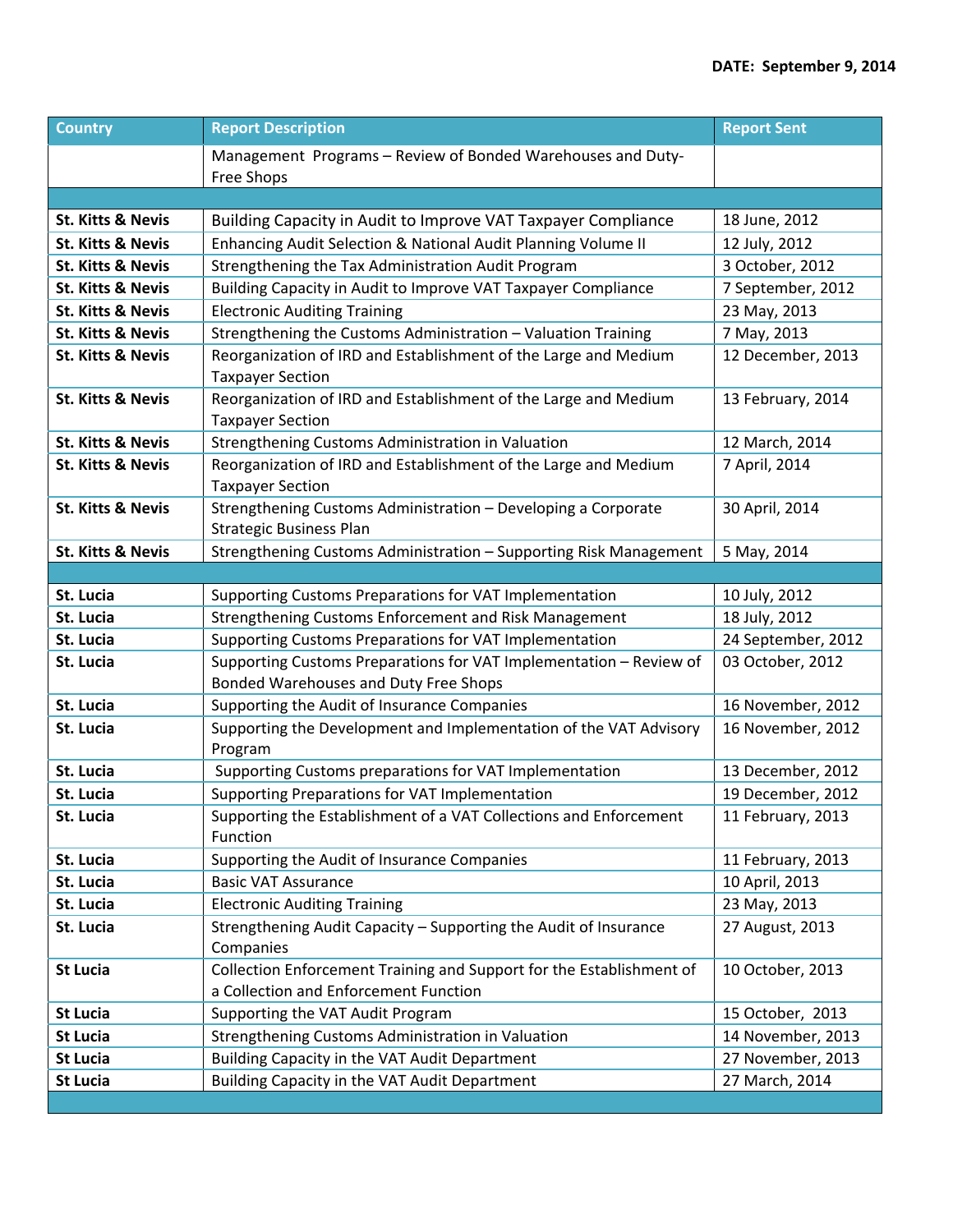DATE: September 9, 2014

| Country | Report Description | Report Sent |
|---|---|---|
| | Management Programs – Review of Bonded Warehouses and Duty-Free Shops | |
| | | |
| **St. Kitts & Nevis** | Building Capacity in Audit to Improve VAT Taxpayer Compliance | 18 June, 2012 |
| **St. Kitts & Nevis** | Enhancing Audit Selection & National Audit Planning Volume II | 12 July, 2012 |
| **St. Kitts & Nevis** | Strengthening the Tax Administration Audit Program | 3 October, 2012 |
| **St. Kitts & Nevis** | Building Capacity in Audit to Improve VAT Taxpayer Compliance | 7 September, 2012 |
| **St. Kitts & Nevis** | Electronic Auditing Training | 23 May, 2013 |
| **St. Kitts & Nevis** | Strengthening the Customs Administration – Valuation Training | 7 May, 2013 |
| **St. Kitts & Nevis** | Reorganization of IRD and Establishment of the Large and Medium Taxpayer Section | 12 December, 2013 |
| **St. Kitts & Nevis** | Reorganization of IRD and Establishment of the Large and Medium Taxpayer Section | 13 February, 2014 |
| **St. Kitts & Nevis** | Strengthening Customs Administration in Valuation | 12 March, 2014 |
| **St. Kitts & Nevis** | Reorganization of IRD and Establishment of the Large and Medium Taxpayer Section | 7 April, 2014 |
| **St. Kitts & Nevis** | Strengthening Customs Administration – Developing a Corporate Strategic Business Plan | 30 April, 2014 |
| **St. Kitts & Nevis** | Strengthening Customs Administration – Supporting Risk Management | 5 May, 2014 |
| | | |
| **St. Lucia** | Supporting Customs Preparations for VAT Implementation | 10 July, 2012 |
| **St. Lucia** | Strengthening Customs Enforcement and Risk Management | 18 July, 2012 |
| **St. Lucia** | Supporting Customs Preparations for VAT Implementation | 24 September, 2012 |
| **St. Lucia** | Supporting Customs Preparations for VAT Implementation – Review of Bonded Warehouses and Duty Free Shops | 03 October, 2012 |
| **St. Lucia** | Supporting the Audit of Insurance Companies | 16 November, 2012 |
| **St. Lucia** | Supporting the Development and Implementation of the VAT Advisory Program | 16 November, 2012 |
| **St. Lucia** | Supporting Customs preparations for VAT Implementation | 13 December, 2012 |
| **St. Lucia** | Supporting Preparations for VAT Implementation | 19 December, 2012 |
| **St. Lucia** | Supporting the Establishment of a VAT Collections and Enforcement Function | 11 February, 2013 |
| **St. Lucia** | Supporting the Audit of Insurance Companies | 11 February, 2013 |
| **St. Lucia** | Basic VAT Assurance | 10 April, 2013 |
| **St. Lucia** | Electronic Auditing Training | 23 May, 2013 |
| **St. Lucia** | Strengthening Audit Capacity – Supporting the Audit of Insurance Companies | 27 August, 2013 |
| **St Lucia** | Collection Enforcement Training and Support for the Establishment of a Collection and Enforcement Function | 10 October, 2013 |
| **St Lucia** | Supporting the VAT Audit Program | 15 October, 2013 |
| **St Lucia** | Strengthening Customs Administration in Valuation | 14 November, 2013 |
| **St Lucia** | Building Capacity in the VAT Audit Department | 27 November, 2013 |
| **St Lucia** | Building Capacity in the VAT Audit Department | 27 March, 2014 |
| | | |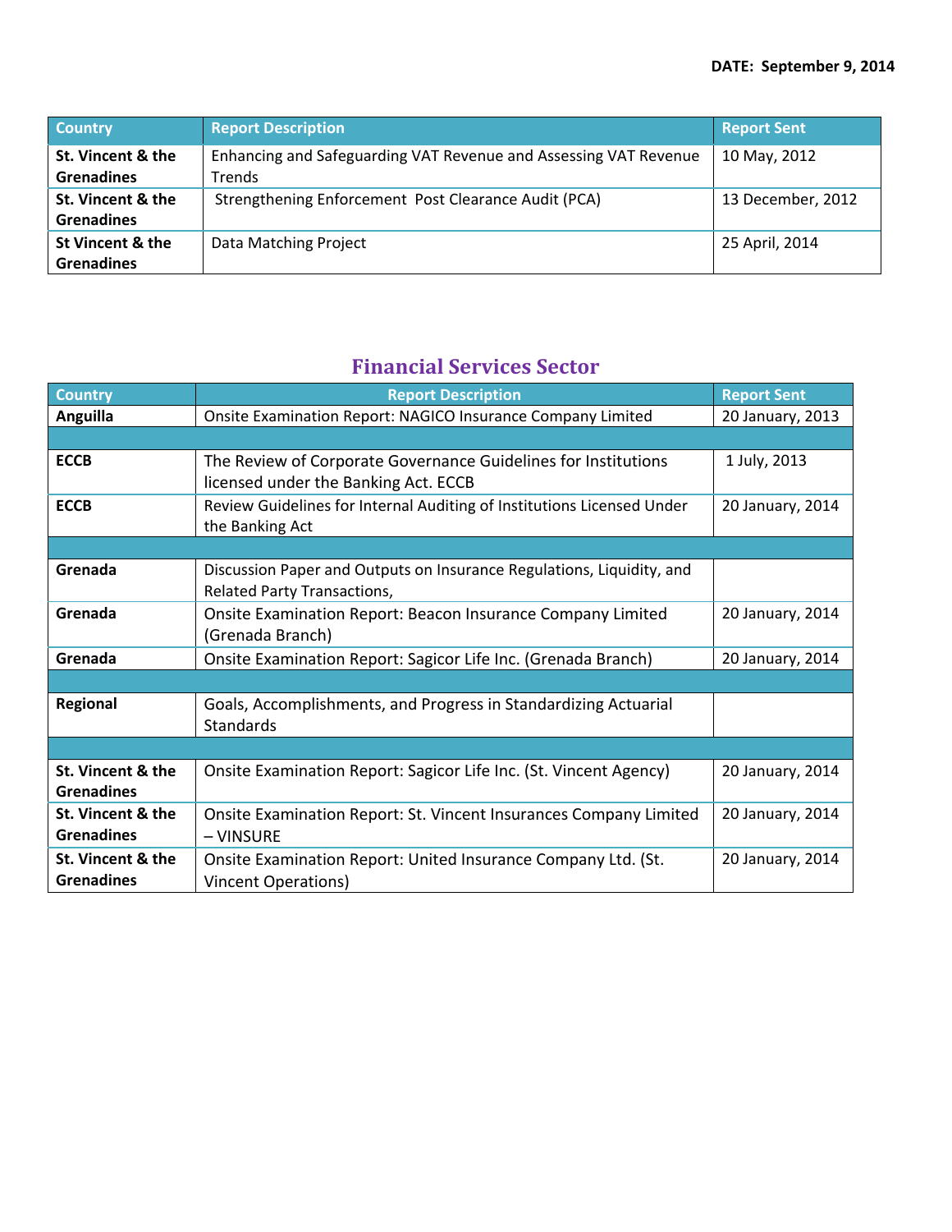**DATE: September 9, 2014**

| Country | Report Description | Report Sent |
|---|---|---|
| St. Vincent & the Grenadines | Enhancing and Safeguarding VAT Revenue and Assessing VAT Revenue Trends | 10 May, 2012 |
| St. Vincent & the Grenadines | Strengthening Enforcement Post Clearance Audit (PCA) | 13 December, 2012 |
| St Vincent & the Grenadines | Data Matching Project | 25 April, 2014 |

## Financial Services Sector

| Country | Report Description | Report Sent |
|---|---|---|
| Anguilla | Onsite Examination Report: NAGICO Insurance Company Limited | 20 January, 2013 |
| | | |
| ECCB | The Review of Corporate Governance Guidelines for Institutions licensed under the Banking Act. ECCB | 1 July, 2013 |
| ECCB | Review Guidelines for Internal Auditing of Institutions Licensed Under the Banking Act | 20 January, 2014 |
| | | |
| Grenada | Discussion Paper and Outputs on Insurance Regulations, Liquidity, and Related Party Transactions, | |
| Grenada | Onsite Examination Report: Beacon Insurance Company Limited (Grenada Branch) | 20 January, 2014 |
| Grenada | Onsite Examination Report: Sagicor Life Inc. (Grenada Branch) | 20 January, 2014 |
| | | |
| Regional | Goals, Accomplishments, and Progress in Standardizing Actuarial Standards | |
| | | |
| St. Vincent & the Grenadines | Onsite Examination Report: Sagicor Life Inc. (St. Vincent Agency) | 20 January, 2014 |
| St. Vincent & the Grenadines | Onsite Examination Report: St. Vincent Insurances Company Limited – VINSURE | 20 January, 2014 |
| St. Vincent & the Grenadines | Onsite Examination Report: United Insurance Company Ltd. (St. Vincent Operations) | 20 January, 2014 |